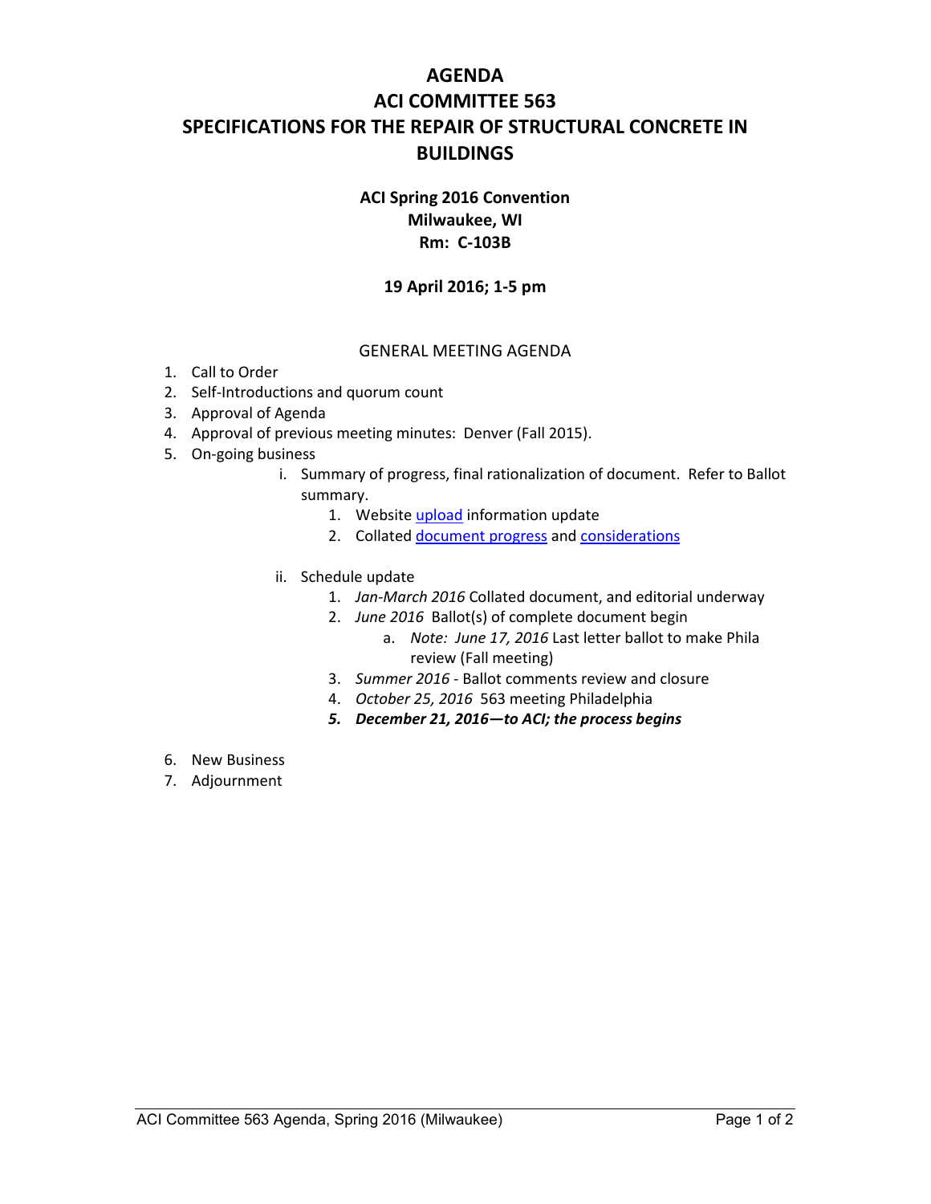# AGENDA
# ACI COMMITTEE 563
# SPECIFICATIONS FOR THE REPAIR OF STRUCTURAL CONCRETE IN BUILDINGS

**ACI Spring 2016 Convention**
**Milwaukee, WI**
**Rm: C-103B**

**19 April 2016; 1-5 pm**

GENERAL MEETING AGENDA

1. Call to Order
2. Self-Introductions and quorum count
3. Approval of Agenda
4. Approval of previous meeting minutes: Denver (Fall 2015).
5. On-going business
   i. Summary of progress, final rationalization of document. Refer to Ballot summary.
      1. Website upload information update
      2. Collated document progress and considerations

   ii. Schedule update
      1. *Jan-March 2016* Collated document, and editorial underway
      2. *June 2016* Ballot(s) of complete document begin
         a. *Note: June 17, 2016* Last letter ballot to make Phila review (Fall meeting)
      3. *Summer 2016* - Ballot comments review and closure
      4. *October 25, 2016* 563 meeting Philadelphia
      5. ***December 21, 2016—to ACI; the process begins***

6. New Business
7. Adjournment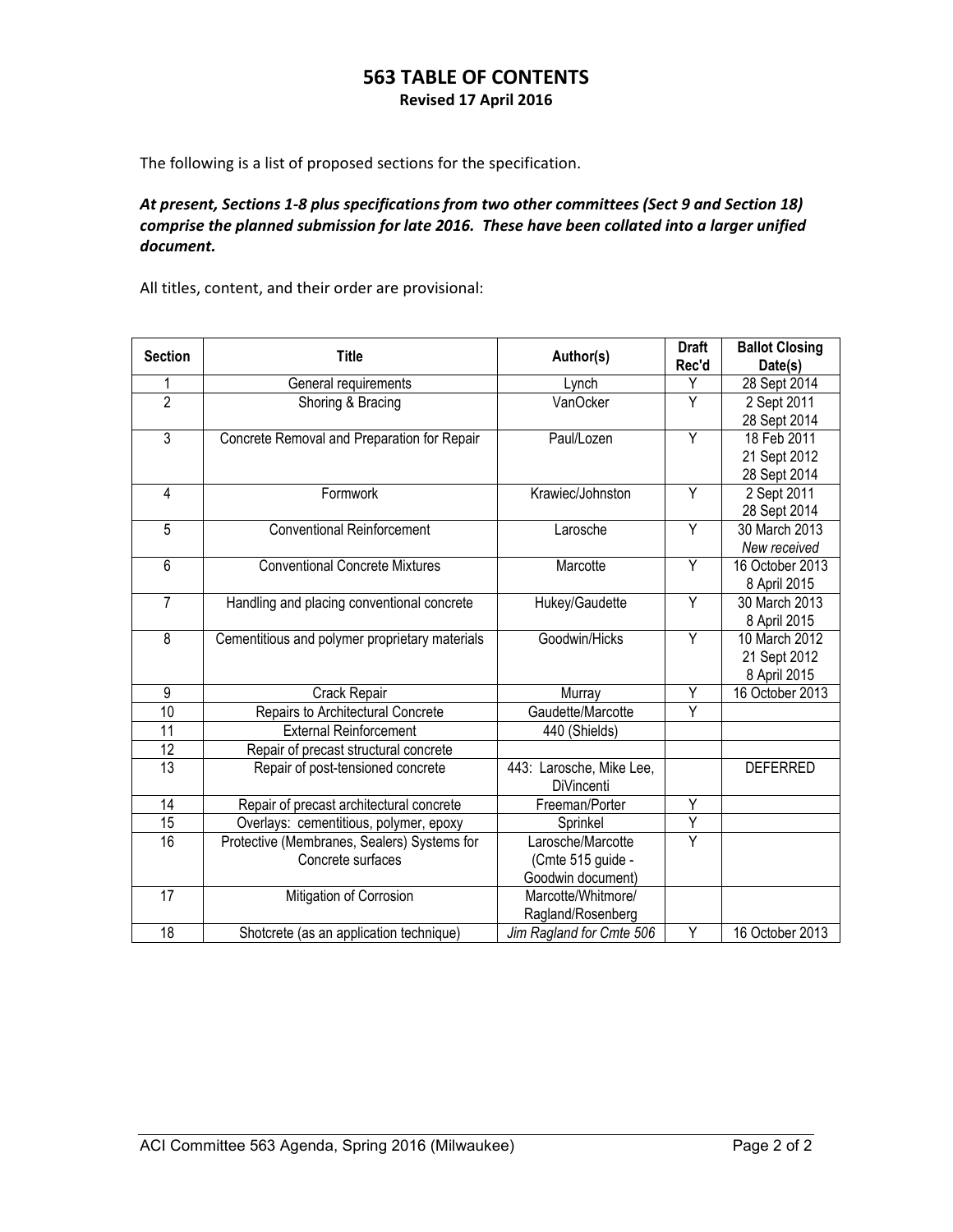# 563 TABLE OF CONTENTS

**Revised 17 April 2016**

The following is a list of proposed sections for the specification.

***At present, Sections 1-8 plus specifications from two other committees (Sect 9 and Section 18) comprise the planned submission for late 2016. These have been collated into a larger unified document.***

All titles, content, and their order are provisional:

| Section | Title | Author(s) | Draft Rec'd | Ballot Closing Date(s) |
|---|---|---|---|---|
| 1 | General requirements | Lynch | Y | 28 Sept 2014 |
| 2 | Shoring & Bracing | VanOcker | Y | 2 Sept 2011<br>28 Sept 2014 |
| 3 | Concrete Removal and Preparation for Repair | Paul/Lozen | Y | 18 Feb 2011<br>21 Sept 2012<br>28 Sept 2014 |
| 4 | Formwork | Krawiec/Johnston | Y | 2 Sept 2011<br>28 Sept 2014 |
| 5 | Conventional Reinforcement | Larosche | Y | 30 March 2013<br>*New received* |
| 6 | Conventional Concrete Mixtures | Marcotte | Y | 16 October 2013<br>8 April 2015 |
| 7 | Handling and placing conventional concrete | Hukey/Gaudette | Y | 30 March 2013<br>8 April 2015 |
| 8 | Cementitious and polymer proprietary materials | Goodwin/Hicks | Y | 10 March 2012<br>21 Sept 2012<br>8 April 2015 |
| 9 | Crack Repair | Murray | Y | 16 October 2013 |
| 10 | Repairs to Architectural Concrete | Gaudette/Marcotte | Y | |
| 11 | External Reinforcement | 440 (Shields) | | |
| 12 | Repair of precast structural concrete | | | |
| 13 | Repair of post-tensioned concrete | 443: Larosche, Mike Lee, DiVincenti | | DEFERRED |
| 14 | Repair of precast architectural concrete | Freeman/Porter | Y | |
| 15 | Overlays: cementitious, polymer, epoxy | Sprinkel | Y | |
| 16 | Protective (Membranes, Sealers) Systems for Concrete surfaces | Larosche/Marcotte (Cmte 515 guide - Goodwin document) | Y | |
| 17 | Mitigation of Corrosion | Marcotte/Whitmore/ Ragland/Rosenberg | | |
| 18 | Shotcrete (as an application technique) | *Jim Ragland for Cmte 506* | Y | 16 October 2013 |